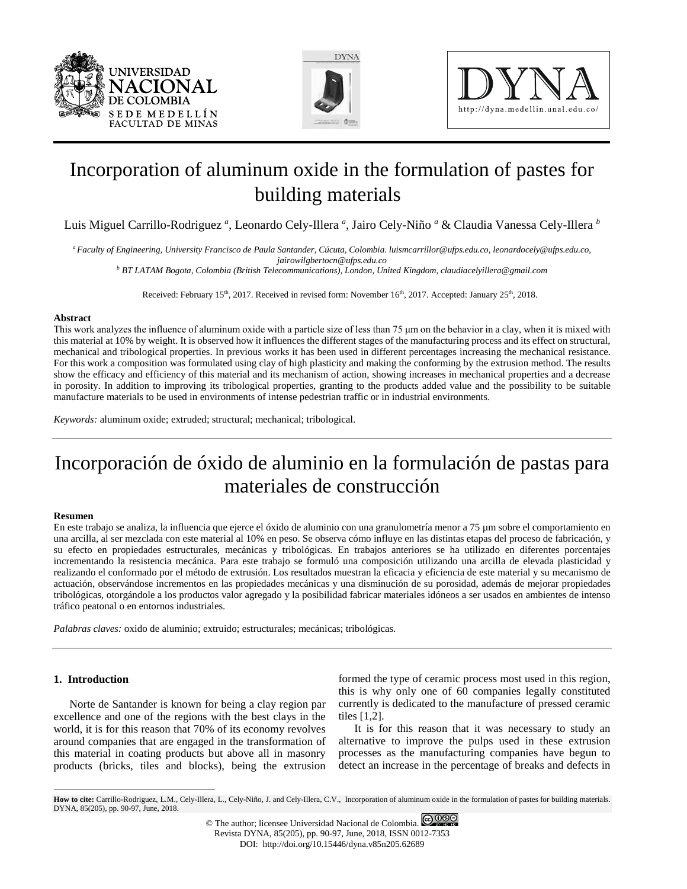# Incorporation of aluminum oxide in the formulation of pastes for building materials

Luis Miguel Carrillo-Rodriguez [a], Leonardo Cely-Illera [a], Jairo Cely-Niño [a] & Claudia Vanessa Cely-Illera [b]

[a] *Faculty of Engineering, University Francisco de Paula Santander, Cúcuta, Colombia. luismcarrillor@ufps.edu.co, leonardocely@ufps.edu.co, jairowilgbertocn@ufps.edu.co*
[b] *BT LATAM Bogota, Colombia (British Telecommunications), London, United Kingdom, claudiacelyillera@gmail.com*

Received: February 15th, 2017. Received in revised form: November 16th, 2017. Accepted: January 25th, 2018.

**Abstract**
This work analyzes the influence of aluminum oxide with a particle size of less than 75 µm on the behavior in a clay, when it is mixed with this material at 10% by weight. It is observed how it influences the different stages of the manufacturing process and its effect on structural, mechanical and tribological properties. In previous works it has been used in different percentages increasing the mechanical resistance. For this work a composition was formulated using clay of high plasticity and making the conforming by the extrusion method. The results show the efficacy and efficiency of this material and its mechanism of action, showing increases in mechanical properties and a decrease in porosity. In addition to improving its tribological properties, granting to the products added value and the possibility to be suitable manufacture materials to be used in environments of intense pedestrian traffic or in industrial environments.

*Keywords:* aluminum oxide; extruded; structural; mechanical; tribological.

# Incorporación de óxido de aluminio en la formulación de pastas para materiales de construcción

**Resumen**
En este trabajo se analiza, la influencia que ejerce el óxido de aluminio con una granulometría menor a 75 µm sobre el comportamiento en una arcilla, al ser mezclada con este material al 10% en peso. Se observa cómo influye en las distintas etapas del proceso de fabricación, y su efecto en propiedades estructurales, mecánicas y tribológicas. En trabajos anteriores se ha utilizado en diferentes porcentajes incrementando la resistencia mecánica. Para este trabajo se formuló una composición utilizando una arcilla de elevada plasticidad y realizando el conformado por el método de extrusión. Los resultados muestran la eficacia y eficiencia de este material y su mecanismo de actuación, observándose incrementos en las propiedades mecánicas y una disminución de su porosidad, además de mejorar propiedades tribológicas, otorgándole a los productos valor agregado y la posibilidad fabricar materiales idóneos a ser usados en ambientes de intenso tráfico peatonal o en entornos industriales.

*Palabras claves:* oxido de aluminio; extruido; estructurales; mecánicas; tribológicas.

## 1. Introduction

Norte de Santander is known for being a clay region par excellence and one of the regions with the best clays in the world, it is for this reason that 70% of its economy revolves around companies that are engaged in the transformation of this material in coating products but above all in masonry products (bricks, tiles and blocks), being the extrusion formed the type of ceramic process most used in this region, this is why only one of 60 companies legally constituted currently is dedicated to the manufacture of pressed ceramic tiles [1,2].

It is for this reason that it was necessary to study an alternative to improve the pulps used in these extrusion processes as the manufacturing companies have begun to detect an increase in the percentage of breaks and defects in

**How to cite:** Carrillo-Rodriguez, L.M., Cely-Illera, L., Cely-Niño, J. and Cely-Illera, C.V., Incorporation of aluminum oxide in the formulation of pastes for building materials. DYNA, 85(205), pp. 90-97, June, 2018.

© The author; licensee Universidad Nacional de Colombia.
Revista DYNA, 85(205), pp. 90-97, June, 2018, ISSN 0012-7353
DOI: http://doi.org/10.15446/dyna.v85n205.62689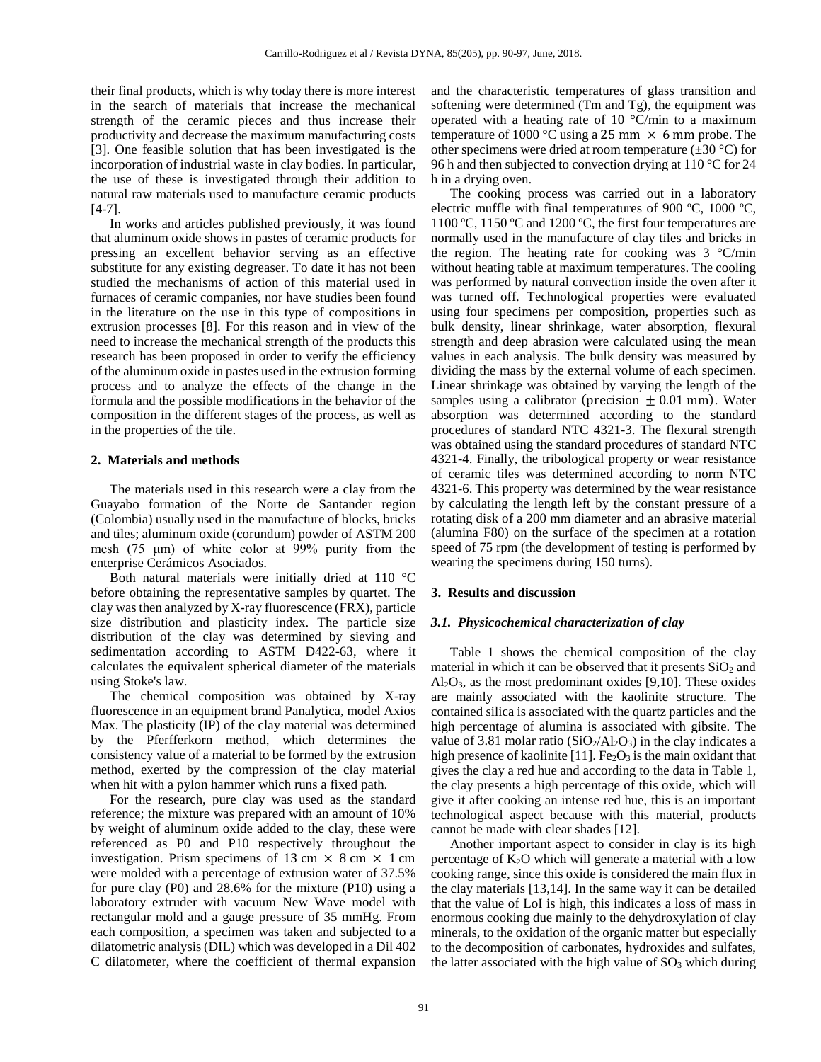their final products, which is why today there is more interest in the search of materials that increase the mechanical strength of the ceramic pieces and thus increase their productivity and decrease the maximum manufacturing costs [3]. One feasible solution that has been investigated is the incorporation of industrial waste in clay bodies. In particular, the use of these is investigated through their addition to natural raw materials used to manufacture ceramic products [4-7].

In works and articles published previously, it was found that aluminum oxide shows in pastes of ceramic products for pressing an excellent behavior serving as an effective substitute for any existing degreaser. To date it has not been studied the mechanisms of action of this material used in furnaces of ceramic companies, nor have studies been found in the literature on the use in this type of compositions in extrusion processes [8]. For this reason and in view of the need to increase the mechanical strength of the products this research has been proposed in order to verify the efficiency of the aluminum oxide in pastes used in the extrusion forming process and to analyze the effects of the change in the formula and the possible modifications in the behavior of the composition in the different stages of the process, as well as in the properties of the tile.

## 2. Materials and methods

The materials used in this research were a clay from the Guayabo formation of the Norte de Santander region (Colombia) usually used in the manufacture of blocks, bricks and tiles; aluminum oxide (corundum) powder of ASTM 200 mesh (75 μm) of white color at 99% purity from the enterprise Cerámicos Asociados.

Both natural materials were initially dried at 110 °C before obtaining the representative samples by quartet. The clay was then analyzed by X-ray fluorescence (FRX), particle size distribution and plasticity index. The particle size distribution of the clay was determined by sieving and sedimentation according to ASTM D422-63, where it calculates the equivalent spherical diameter of the materials using Stoke's law.

The chemical composition was obtained by X-ray fluorescence in an equipment brand Panalytica, model Axios Max. The plasticity (IP) of the clay material was determined by the Pferfferkorn method, which determines the consistency value of a material to be formed by the extrusion method, exerted by the compression of the clay material when hit with a pylon hammer which runs a fixed path.

For the research, pure clay was used as the standard reference; the mixture was prepared with an amount of 10% by weight of aluminum oxide added to the clay, these were referenced as P0 and P10 respectively throughout the investigation. Prism specimens of $13\ \text{cm} \times 8\ \text{cm} \times 1\ \text{cm}$ were molded with a percentage of extrusion water of 37.5% for pure clay (P0) and 28.6% for the mixture (P10) using a laboratory extruder with vacuum New Wave model with rectangular mold and a gauge pressure of 35 mmHg. From each composition, a specimen was taken and subjected to a dilatometric analysis (DIL) which was developed in a Dil 402 C dilatometer, where the coefficient of thermal expansion and the characteristic temperatures of glass transition and softening were determined (Tm and Tg), the equipment was operated with a heating rate of 10 °C/min to a maximum temperature of 1000 °C using a $25\ \text{mm} \times 6\ \text{mm}$ probe. The other specimens were dried at room temperature (±30 °C) for 96 h and then subjected to convection drying at 110 °C for 24 h in a drying oven.

The cooking process was carried out in a laboratory electric muffle with final temperatures of 900 ºC, 1000 ºC, 1100 ºC, 1150 ºC and 1200 ºC, the first four temperatures are normally used in the manufacture of clay tiles and bricks in the region. The heating rate for cooking was 3 °C/min without heating table at maximum temperatures. The cooling was performed by natural convection inside the oven after it was turned off. Technological properties were evaluated using four specimens per composition, properties such as bulk density, linear shrinkage, water absorption, flexural strength and deep abrasion were calculated using the mean values in each analysis. The bulk density was measured by dividing the mass by the external volume of each specimen. Linear shrinkage was obtained by varying the length of the samples using a calibrator (precision $\pm$ 0.01 mm). Water absorption was determined according to the standard procedures of standard NTC 4321-3. The flexural strength was obtained using the standard procedures of standard NTC 4321-4. Finally, the tribological property or wear resistance of ceramic tiles was determined according to norm NTC 4321-6. This property was determined by the wear resistance by calculating the length left by the constant pressure of a rotating disk of a 200 mm diameter and an abrasive material (alumina F80) on the surface of the specimen at a rotation speed of 75 rpm (the development of testing is performed by wearing the specimens during 150 turns).

## 3. Results and discussion

### *3.1. Physicochemical characterization of clay*

Table 1 shows the chemical composition of the clay material in which it can be observed that it presents $SiO_2$ and $Al_2O_3$, as the most predominant oxides [9,10]. These oxides are mainly associated with the kaolinite structure. The contained silica is associated with the quartz particles and the high percentage of alumina is associated with gibsite. The value of 3.81 molar ratio ($SiO_2/Al_2O_3$) in the clay indicates a high presence of kaolinite [11]. $Fe_2O_3$ is the main oxidant that gives the clay a red hue and according to the data in Table 1, the clay presents a high percentage of this oxide, which will give it after cooking an intense red hue, this is an important technological aspect because with this material, products cannot be made with clear shades [12].

Another important aspect to consider in clay is its high percentage of $K_2O$ which will generate a material with a low cooking range, since this oxide is considered the main flux in the clay materials [13,14]. In the same way it can be detailed that the value of LoI is high, this indicates a loss of mass in enormous cooking due mainly to the dehydroxylation of clay minerals, to the oxidation of the organic matter but especially to the decomposition of carbonates, hydroxides and sulfates, the latter associated with the high value of $SO_3$ which during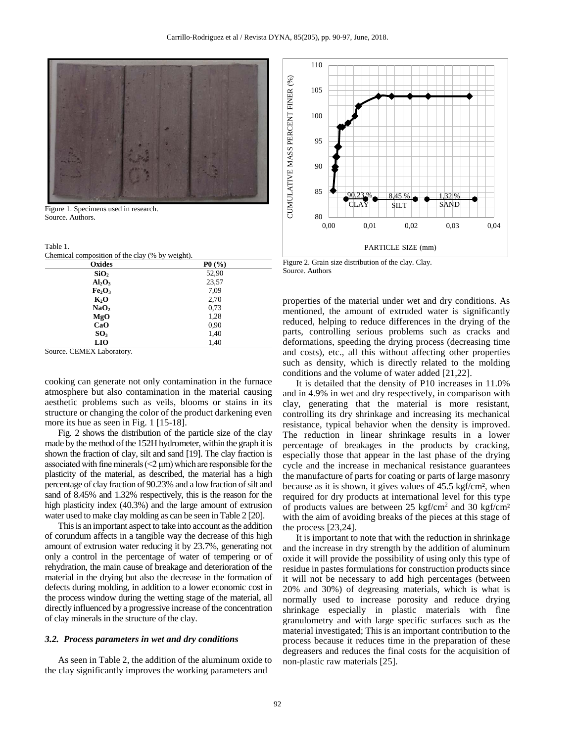Figure 1. Specimens used in research.
Source. Authors.

Table 1.
Chemical composition of the clay (% by weight).

| Oxides | P0 (%) |
|---|---|
| $SiO_2$ | 52,90 |
| $Al_2O_3$ | 23,57 |
| $Fe_2O_3$ | 7,09 |
| $K_2O$ | 2,70 |
| $NaO_2$ | 0,73 |
| MgO | 1,28 |
| CaO | 0,90 |
| $SO_3$ | 1,40 |
| LIO | 1,40 |

Source. CEMEX Laboratory.

cooking can generate not only contamination in the furnace atmosphere but also contamination in the material causing aesthetic problems such as veils, blooms or stains in its structure or changing the color of the product darkening even more its hue as seen in Fig. 1 [15-18].

Fig. 2 shows the distribution of the particle size of the clay made by the method of the 152H hydrometer, within the graph it is shown the fraction of clay, silt and sand [19]. The clay fraction is associated with fine minerals (<2 μm) which are responsible for the plasticity of the material, as described, the material has a high percentage of clay fraction of 90.23% and a low fraction of silt and sand of 8.45% and 1.32% respectively, this is the reason for the high plasticity index (40.3%) and the large amount of extrusion water used to make clay molding as can be seen in Table 2 [20].

This is an important aspect to take into account as the addition of corundum affects in a tangible way the decrease of this high amount of extrusion water reducing it by 23.7%, generating not only a control in the percentage of water of tempering or of rehydration, the main cause of breakage and deterioration of the material in the drying but also the decrease in the formation of defects during molding, in addition to a lower economic cost in the process window during the wetting stage of the material, all directly influenced by a progressive increase of the concentration of clay minerals in the structure of the clay.

### *3.2. Process parameters in wet and dry conditions*

As seen in Table 2, the addition of the aluminum oxide to the clay significantly improves the working parameters and

Figure 2. Grain size distribution of the clay. Clay.
Source. Authors

properties of the material under wet and dry conditions. As mentioned, the amount of extruded water is significantly reduced, helping to reduce differences in the drying of the parts, controlling serious problems such as cracks and deformations, speeding the drying process (decreasing time and costs), etc., all this without affecting other properties such as density, which is directly related to the molding conditions and the volume of water added [21,22].

It is detailed that the density of P10 increases in 11.0% and in 4.9% in wet and dry respectively, in comparison with clay, generating that the material is more resistant, controlling its dry shrinkage and increasing its mechanical resistance, typical behavior when the density is improved. The reduction in linear shrinkage results in a lower percentage of breakages in the products by cracking, especially those that appear in the last phase of the drying cycle and the increase in mechanical resistance guarantees the manufacture of parts for coating or parts of large masonry because as it is shown, it gives values of 45.5 kgf/cm², when required for dry products at international level for this type of products values are between 25 kgf/cm² and 30 kgf/cm² with the aim of avoiding breaks of the pieces at this stage of the process [23,24].

It is important to note that with the reduction in shrinkage and the increase in dry strength by the addition of aluminum oxide it will provide the possibility of using only this type of residue in pastes formulations for construction products since it will not be necessary to add high percentages (between 20% and 30%) of degreasing materials, which is what is normally used to increase porosity and reduce drying shrinkage especially in plastic materials with fine granulometry and with large specific surfaces such as the material investigated; This is an important contribution to the process because it reduces time in the preparation of these degreasers and reduces the final costs for the acquisition of non-plastic raw materials [25].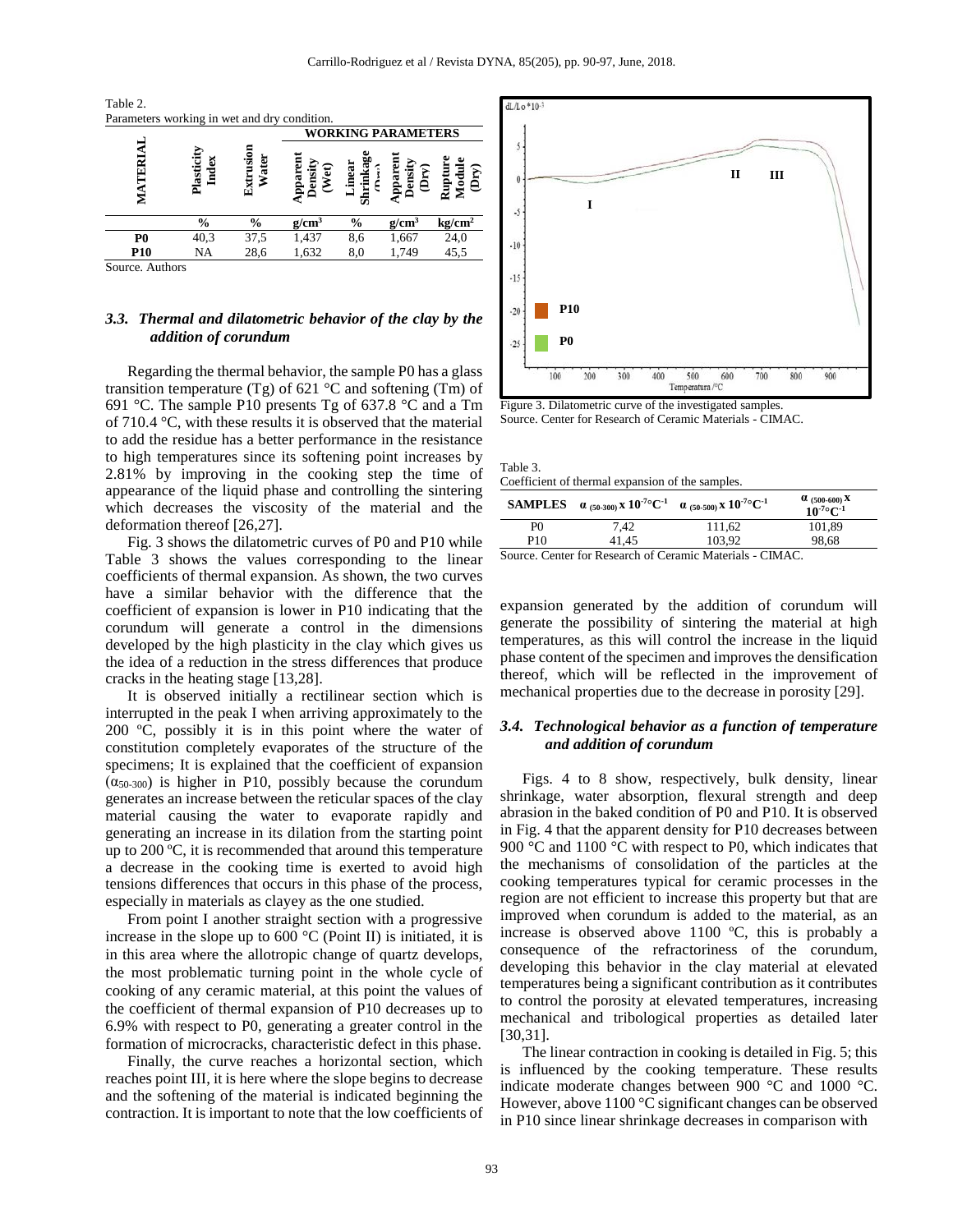Table 2.
Parameters working in wet and dry condition.

| MATERIAL | Plasticity Index | Extrusion Water | WORKING PARAMETERS | | | | |
|---|---|---|---|---|---|---|---|
| | | | Apparent Density (Wet) | Linear Shrinkage (Dry) | Apparent Density (Dry) | Rupture Module (Dry) |
| | % | % | g/cm$^3$ | % | g/cm$^3$ | kg/cm$^2$ |
| **P0** | 40,3 | 37,5 | 1,437 | 8,6 | 1,667 | 24,0 |
| **P10** | NA | 28,6 | 1,632 | 8,0 | 1,749 | 45,5 |

Source. Authors

### *3.3. Thermal and dilatometric behavior of the clay by the addition of corundum*

Regarding the thermal behavior, the sample P0 has a glass transition temperature (Tg) of 621 °C and softening (Tm) of 691 °C. The sample P10 presents Tg of 637.8 °C and a Tm of 710.4 °C, with these results it is observed that the material to add the residue has a better performance in the resistance to high temperatures since its softening point increases by 2.81% by improving in the cooking step the time of appearance of the liquid phase and controlling the sintering which decreases the viscosity of the material and the deformation thereof [26,27].

Fig. 3 shows the dilatometric curves of P0 and P10 while Table 3 shows the values corresponding to the linear coefficients of thermal expansion. As shown, the two curves have a similar behavior with the difference that the coefficient of expansion is lower in P10 indicating that the corundum will generate a control in the dimensions developed by the high plasticity in the clay which gives us the idea of a reduction in the stress differences that produce cracks in the heating stage [13,28].

It is observed initially a rectilinear section which is interrupted in the peak I when arriving approximately to the 200 ºC, possibly it is in this point where the water of constitution completely evaporates of the structure of the specimens; It is explained that the coefficient of expansion ($\alpha_{50\text{-}300}$) is higher in P10, possibly because the corundum generates an increase between the reticular spaces of the clay material causing the water to evaporate rapidly and generating an increase in its dilation from the starting point up to 200 ºC, it is recommended that around this temperature a decrease in the cooking time is exerted to avoid high tensions differences that occurs in this phase of the process, especially in materials as clayey as the one studied.

From point I another straight section with a progressive increase in the slope up to 600 °C (Point II) is initiated, it is in this area where the allotropic change of quartz develops, the most problematic turning point in the whole cycle of cooking of any ceramic material, at this point the values of the coefficient of thermal expansion of P10 decreases up to 6.9% with respect to P0, generating a greater control in the formation of microcracks, characteristic defect in this phase.

Finally, the curve reaches a horizontal section, which reaches point III, it is here where the slope begins to decrease and the softening of the material is indicated beginning the contraction. It is important to note that the low coefficients of expansion generated by the addition of corundum will generate the possibility of sintering the material at high temperatures, as this will control the increase in the liquid phase content of the specimen and improves the densification thereof, which will be reflected in the improvement of mechanical properties due to the decrease in porosity [29].

Figure 3. Dilatometric curve of the investigated samples.
Source. Center for Research of Ceramic Materials - CIMAC.

Table 3.
Coefficient of thermal expansion of the samples.

| SAMPLES | $\alpha_{(50\text{-}300)}$ x $10^{-7}$°C$^{-1}$ | $\alpha_{(50\text{-}500)}$ x $10^{-7}$°C$^{-1}$ | $\alpha_{(500\text{-}600)}$ x $10^{-7}$°C$^{-1}$ |
|---|---|---|---|
| P0 | 7,42 | 111,62 | 101,89 |
| P10 | 41,45 | 103,92 | 98,68 |

Source. Center for Research of Ceramic Materials - CIMAC.

### *3.4. Technological behavior as a function of temperature and addition of corundum*

Figs. 4 to 8 show, respectively, bulk density, linear shrinkage, water absorption, flexural strength and deep abrasion in the baked condition of P0 and P10. It is observed in Fig. 4 that the apparent density for P10 decreases between 900 °C and 1100 °C with respect to P0, which indicates that the mechanisms of consolidation of the particles at the cooking temperatures typical for ceramic processes in the region are not efficient to increase this property but that are improved when corundum is added to the material, as an increase is observed above 1100 ºC, this is probably a consequence of the refractoriness of the corundum, developing this behavior in the clay material at elevated temperatures being a significant contribution as it contributes to control the porosity at elevated temperatures, increasing mechanical and tribological properties as detailed later [30,31].

The linear contraction in cooking is detailed in Fig. 5; this is influenced by the cooking temperature. These results indicate moderate changes between 900 °C and 1000 °C. However, above 1100 °C significant changes can be observed in P10 since linear shrinkage decreases in comparison with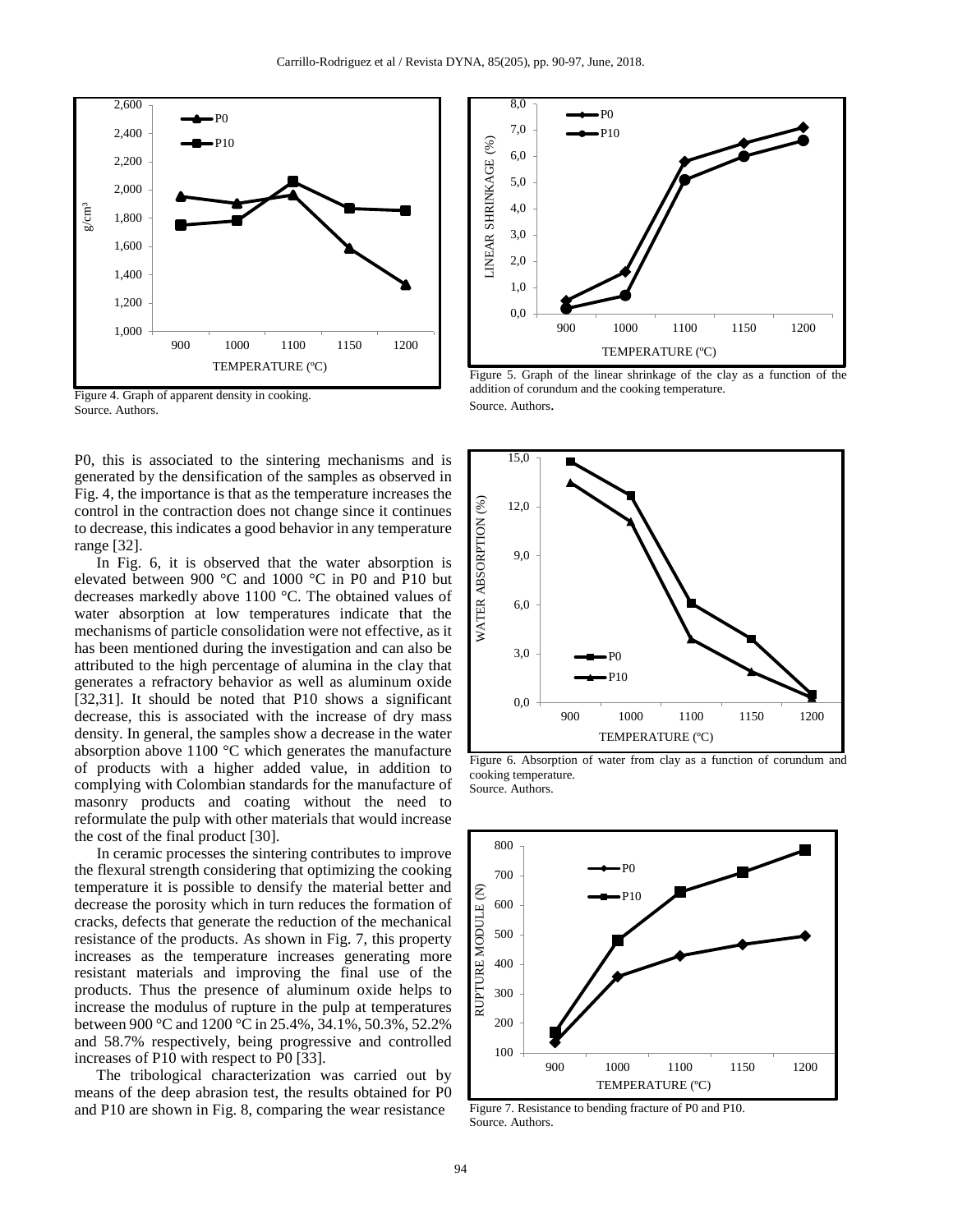Figure 4. Graph of apparent density in cooking.
Source. Authors.

Figure 5. Graph of the linear shrinkage of the clay as a function of the addition of corundum and the cooking temperature.
Source. Authors.

P0, this is associated to the sintering mechanisms and is generated by the densification of the samples as observed in Fig. 4, the importance is that as the temperature increases the control in the contraction does not change since it continues to decrease, this indicates a good behavior in any temperature range [32].

In Fig. 6, it is observed that the water absorption is elevated between 900 °C and 1000 °C in P0 and P10 but decreases markedly above 1100 °C. The obtained values of water absorption at low temperatures indicate that the mechanisms of particle consolidation were not effective, as it has been mentioned during the investigation and can also be attributed to the high percentage of alumina in the clay that generates a refractory behavior as well as aluminum oxide [32,31]. It should be noted that P10 shows a significant decrease, this is associated with the increase of dry mass density. In general, the samples show a decrease in the water absorption above 1100 °C which generates the manufacture of products with a higher added value, in addition to complying with Colombian standards for the manufacture of masonry products and coating without the need to reformulate the pulp with other materials that would increase the cost of the final product [30].

In ceramic processes the sintering contributes to improve the flexural strength considering that optimizing the cooking temperature it is possible to densify the material better and decrease the porosity which in turn reduces the formation of cracks, defects that generate the reduction of the mechanical resistance of the products. As shown in Fig. 7, this property increases as the temperature increases generating more resistant materials and improving the final use of the products. Thus the presence of aluminum oxide helps to increase the modulus of rupture in the pulp at temperatures between 900 °C and 1200 °C in 25.4%, 34.1%, 50.3%, 52.2% and 58.7% respectively, being progressive and controlled increases of P10 with respect to P0 [33].

The tribological characterization was carried out by means of the deep abrasion test, the results obtained for P0 and P10 are shown in Fig. 8, comparing the wear resistance

Figure 6. Absorption of water from clay as a function of corundum and cooking temperature.
Source. Authors.

Figure 7. Resistance to bending fracture of P0 and P10.
Source. Authors.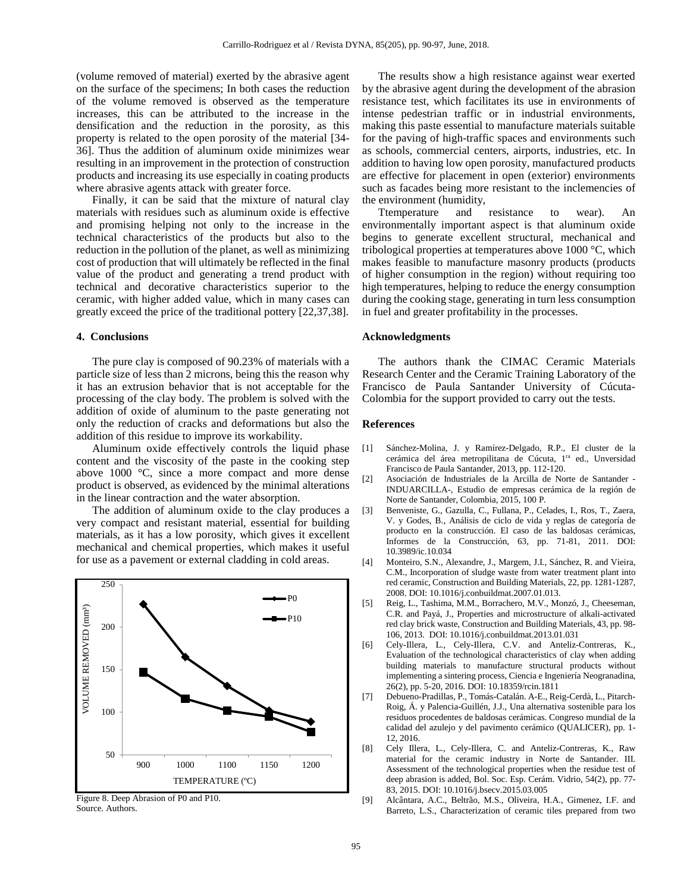(volume removed of material) exerted by the abrasive agent on the surface of the specimens; In both cases the reduction of the volume removed is observed as the temperature increases, this can be attributed to the increase in the densification and the reduction in the porosity, as this property is related to the open porosity of the material [34-36]. Thus the addition of aluminum oxide minimizes wear resulting in an improvement in the protection of construction products and increasing its use especially in coating products where abrasive agents attack with greater force.

Finally, it can be said that the mixture of natural clay materials with residues such as aluminum oxide is effective and promising helping not only to the increase in the technical characteristics of the products but also to the reduction in the pollution of the planet, as well as minimizing cost of production that will ultimately be reflected in the final value of the product and generating a trend product with technical and decorative characteristics superior to the ceramic, with higher added value, which in many cases can greatly exceed the price of the traditional pottery [22,37,38].

## 4. Conclusions

The pure clay is composed of 90.23% of materials with a particle size of less than 2 microns, being this the reason why it has an extrusion behavior that is not acceptable for the processing of the clay body. The problem is solved with the addition of oxide of aluminum to the paste generating not only the reduction of cracks and deformations but also the addition of this residue to improve its workability.

Aluminum oxide effectively controls the liquid phase content and the viscosity of the paste in the cooking step above 1000 °C, since a more compact and more dense product is observed, as evidenced by the minimal alterations in the linear contraction and the water absorption.

The addition of aluminum oxide to the clay produces a very compact and resistant material, essential for building materials, as it has a low porosity, which gives it excellent mechanical and chemical properties, which makes it useful for use as a pavement or external cladding in cold areas.

Figure 8. Deep Abrasion of P0 and P10.
Source. Authors.

The results show a high resistance against wear exerted by the abrasive agent during the development of the abrasion resistance test, which facilitates its use in environments of intense pedestrian traffic or in industrial environments, making this paste essential to manufacture materials suitable for the paving of high-traffic spaces and environments such as schools, commercial centers, airports, industries, etc. In addition to having low open porosity, manufactured products are effective for placement in open (exterior) environments such as facades being more resistant to the inclemencies of the environment (humidity,

Ttemperature and resistance to wear). An environmentally important aspect is that aluminum oxide begins to generate excellent structural, mechanical and tribological properties at temperatures above 1000 °C, which makes feasible to manufacture masonry products (products of higher consumption in the region) without requiring too high temperatures, helping to reduce the energy consumption during the cooking stage, generating in turn less consumption in fuel and greater profitability in the processes.

## Acknowledgments

The authors thank the CIMAC Ceramic Materials Research Center and the Ceramic Training Laboratory of the Francisco de Paula Santander University of Cúcuta-Colombia for the support provided to carry out the tests.

## References

[1] Sánchez-Molina, J. y Ramírez-Delgado, R.P., El cluster de la cerámica del área metropilitana de Cúcuta, 1ra ed., Unversidad Francisco de Paula Santander, 2013, pp. 112-120.

[2] Asociación de Industriales de la Arcilla de Norte de Santander - INDUARCILLA-, Estudio de empresas cerámica de la región de Norte de Santander, Colombia, 2015, 100 P.

[3] Benveniste, G., Gazulla, C., Fullana, P., Celades, I., Ros, T., Zaera, V. y Godes, B., Análisis de ciclo de vida y reglas de categoría de producto en la construcción. El caso de las baldosas cerámicas, Informes de la Construcción, 63, pp. 71-81, 2011. DOI: 10.3989/ic.10.034

[4] Monteiro, S.N., Alexandre, J., Margem, J.I., Sánchez, R. and Vieira, C.M., Incorporation of sludge waste from water treatment plant into red ceramic, Construction and Building Materials, 22, pp. 1281-1287, 2008. DOI: 10.1016/j.conbuildmat.2007.01.013.

[5] Reig, L., Tashima, M.M., Borrachero, M.V., Monzó, J., Cheeseman, C.R. and Payá, J., Properties and microstructure of alkali-activated red clay brick waste, Construction and Building Materials, 43, pp. 98-106, 2013. DOI: 10.1016/j.conbuildmat.2013.01.031

[6] Cely-Illera, L., Cely-Illera, C.V. and Anteliz-Contreras, K., Evaluation of the technological characteristics of clay when adding building materials to manufacture structural products without implementing a sintering process, Ciencia e Ingeniería Neogranadina, 26(2), pp. 5-20, 2016. DOI: 10.18359/rcin.1811

[7] Debueno-Pradillas, P., Tomás-Catalán. A-E., Reig-Cerdà, L., Pitarch-Roig, Á. y Palencia-Guillén, J.J., Una alternativa sostenible para los residuos procedentes de baldosas cerámicas. Congreso mundial de la calidad del azulejo y del pavimento cerámico (QUALICER), pp. 1-12, 2016.

[8] Cely Illera, L., Cely-Illera, C. and Anteliz-Contreras, K., Raw material for the ceramic industry in Norte de Santander. III. Assessment of the technological properties when the residue test of deep abrasion is added, Bol. Soc. Esp. Cerám. Vidrio, 54(2), pp. 77-83, 2015. DOI: 10.1016/j.bsecv.2015.03.005

[9] Alcântara, A.C., Beltrão, M.S., Oliveira, H.A., Gimenez, I.F. and Barreto, L.S., Characterization of ceramic tiles prepared from two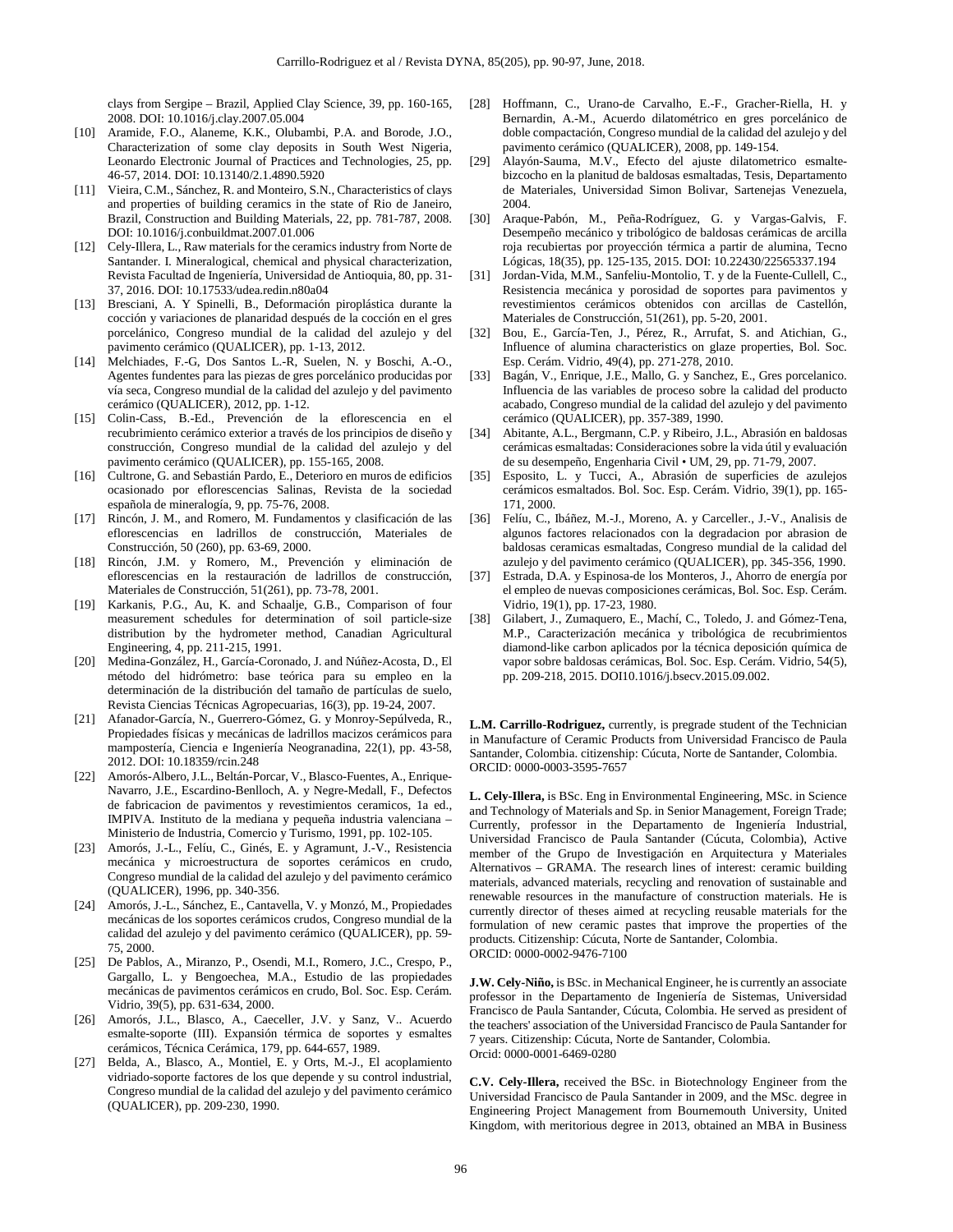clays from Sergipe – Brazil, Applied Clay Science, 39, pp. 160-165, 2008. DOI: 10.1016/j.clay.2007.05.004

[10] Aramide, F.O., Alaneme, K.K., Olubambi, P.A. and Borode, J.O., Characterization of some clay deposits in South West Nigeria, Leonardo Electronic Journal of Practices and Technologies, 25, pp. 46-57, 2014. DOI: 10.13140/2.1.4890.5920

[11] Vieira, C.M., Sánchez, R. and Monteiro, S.N., Characteristics of clays and properties of building ceramics in the state of Rio de Janeiro, Brazil, Construction and Building Materials, 22, pp. 781-787, 2008. DOI: 10.1016/j.conbuildmat.2007.01.006

[12] Cely-Illera, L., Raw materials for the ceramics industry from Norte de Santander. I. Mineralogical, chemical and physical characterization, Revista Facultad de Ingeniería, Universidad de Antioquia, 80, pp. 31-37, 2016. DOI: 10.17533/udea.redin.n80a04

[13] Bresciani, A. Y Spinelli, B., Deformación piroplástica durante la cocción y variaciones de planaridad después de la cocción en el gres porcelánico, Congreso mundial de la calidad del azulejo y del pavimento cerámico (QUALICER), pp. 1-13, 2012.

[14] Melchiades, F.-G, Dos Santos L.-R, Suelen, N. y Boschi, A.-O., Agentes fundentes para las piezas de gres porcelánico producidas por vía seca, Congreso mundial de la calidad del azulejo y del pavimento cerámico (QUALICER), 2012, pp. 1-12.

[15] Colin-Cass, B.-Ed., Prevención de la eflorescencia en el recubrimiento cerámico exterior a través de los principios de diseño y construcción, Congreso mundial de la calidad del azulejo y del pavimento cerámico (QUALICER), pp. 155-165, 2008.

[16] Cultrone, G. and Sebastián Pardo, E., Deterioro en muros de edificios ocasionado por eflorescencias Salinas, Revista de la sociedad española de mineralogía, 9, pp. 75-76, 2008.

[17] Rincón, J. M., and Romero, M. Fundamentos y clasificación de las eflorescencias en ladrillos de construcción, Materiales de Construcción, 50 (260), pp. 63-69, 2000.

[18] Rincón, J.M. y Romero, M., Prevención y eliminación de eflorescencias en la restauración de ladrillos de construcción, Materiales de Construcción, 51(261), pp. 73-78, 2001.

[19] Karkanis, P.G., Au, K. and Schaalje, G.B., Comparison of four measurement schedules for determination of soil particle-size distribution by the hydrometer method, Canadian Agricultural Engineering, 4, pp. 211-215, 1991.

[20] Medina-González, H., García-Coronado, J. and Núñez-Acosta, D., El método del hidrómetro: base teórica para su empleo en la determinación de la distribución del tamaño de partículas de suelo, Revista Ciencias Técnicas Agropecuarias, 16(3), pp. 19-24, 2007.

[21] Afanador-García, N., Guerrero-Gómez, G. y Monroy-Sepúlveda, R., Propiedades físicas y mecánicas de ladrillos macizos cerámicos para mampostería, Ciencia e Ingeniería Neogranadina, 22(1), pp. 43-58, 2012. DOI: 10.18359/rcin.248

[22] Amorós-Albero, J.L., Beltán-Porcar, V., Blasco-Fuentes, A., Enrique-Navarro, J.E., Escardino-Benlloch, A. y Negre-Medall, F., Defectos de fabricacion de pavimentos y revestimientos ceramicos, 1a ed., IMPIVA. Instituto de la mediana y pequeña industria valenciana – Ministerio de Industria, Comercio y Turismo, 1991, pp. 102-105.

[23] Amorós, J.-L., Felíu, C., Ginés, E. y Agramunt, J.-V., Resistencia mecánica y microestructura de soportes cerámicos en crudo, Congreso mundial de la calidad del azulejo y del pavimento cerámico (QUALICER), 1996, pp. 340-356.

[24] Amorós, J.-L., Sánchez, E., Cantavella, V. y Monzó, M., Propiedades mecánicas de los soportes cerámicos crudos, Congreso mundial de la calidad del azulejo y del pavimento cerámico (QUALICER), pp. 59-75, 2000.

[25] De Pablos, A., Miranzo, P., Osendi, M.I., Romero, J.C., Crespo, P., Gargallo, L. y Bengoechea, M.A., Estudio de las propiedades mecánicas de pavimentos cerámicos en crudo, Bol. Soc. Esp. Cerám. Vidrio, 39(5), pp. 631-634, 2000.

[26] Amorós, J.L., Blasco, A., Caeceller, J.V. y Sanz, V.. Acuerdo esmalte-soporte (III). Expansión térmica de soportes y esmaltes cerámicos, Técnica Cerámica, 179, pp. 644-657, 1989.

[27] Belda, A., Blasco, A., Montiel, E. y Orts, M.-J., El acoplamiento vidriado-soporte factores de los que depende y su control industrial, Congreso mundial de la calidad del azulejo y del pavimento cerámico (QUALICER), pp. 209-230, 1990.

[28] Hoffmann, C., Urano-de Carvalho, E.-F., Gracher-Riella, H. y Bernardin, A.-M., Acuerdo dilatométrico en gres porcelánico de doble compactación, Congreso mundial de la calidad del azulejo y del pavimento cerámico (QUALICER), 2008, pp. 149-154.

[29] Alayón-Sauma, M.V., Efecto del ajuste dilatometrico esmalte-bizcocho en la planitud de baldosas esmaltadas, Tesis, Departamento de Materiales, Universidad Simon Bolivar, Sartenejas Venezuela, 2004.

[30] Araque-Pabón, M., Peña-Rodríguez, G. y Vargas-Galvis, F. Desempeño mecánico y tribológico de baldosas cerámicas de arcilla roja recubiertas por proyección térmica a partir de alumina, Tecno Lógicas, 18(35), pp. 125-135, 2015. DOI: 10.22430/22565337.194

[31] Jordan-Vida, M.M., Sanfeliu-Montolio, T. y de la Fuente-Cullell, C., Resistencia mecánica y porosidad de soportes para pavimentos y revestimientos cerámicos obtenidos con arcillas de Castellón, Materiales de Construcción, 51(261), pp. 5-20, 2001.

[32] Bou, E., García-Ten, J., Pérez, R., Arrufat, S. and Atichian, G., Influence of alumina characteristics on glaze properties, Bol. Soc. Esp. Cerám. Vidrio, 49(4), pp. 271-278, 2010.

[33] Bagán, V., Enrique, J.E., Mallo, G. y Sanchez, E., Gres porcelanico. Influencia de las variables de proceso sobre la calidad del producto acabado, Congreso mundial de la calidad del azulejo y del pavimento cerámico (QUALICER), pp. 357-389, 1990.

[34] Abitante, A.L., Bergmann, C.P. y Ribeiro, J.L., Abrasión en baldosas cerámicas esmaltadas: Consideraciones sobre la vida útil y evaluación de su desempeño, Engenharia Civil • UM, 29, pp. 71-79, 2007.

[35] Esposito, L. y Tucci, A., Abrasión de superficies de azulejos cerámicos esmaltados. Bol. Soc. Esp. Cerám. Vidrio, 39(1), pp. 165-171, 2000.

[36] Felíu, C., Ibáñez, M.-J., Moreno, A. y Carceller., J.-V., Analisis de algunos factores relacionados con la degradacion por abrasion de baldosas ceramicas esmaltadas, Congreso mundial de la calidad del azulejo y del pavimento cerámico (QUALICER), pp. 345-356, 1990.

[37] Estrada, D.A. y Espinosa-de los Monteros, J., Ahorro de energía por el empleo de nuevas composiciones cerámicas, Bol. Soc. Esp. Cerám. Vidrio, 19(1), pp. 17-23, 1980.

[38] Gilabert, J., Zumaquero, E., Machí, C., Toledo, J. and Gómez-Tena, M.P., Caracterización mecánica y tribológica de recubrimientos diamond-like carbon aplicados por la técnica deposición química de vapor sobre baldosas cerámicas, Bol. Soc. Esp. Cerám. Vidrio, 54(5), pp. 209-218, 2015. DOI10.1016/j.bsecv.2015.09.002.

**L.M. Carrillo-Rodriguez,** currently, is pregrade student of the Technician in Manufacture of Ceramic Products from Universidad Francisco de Paula Santander, Colombia. citizenship: Cúcuta, Norte de Santander, Colombia. ORCID: 0000-0003-3595-7657

**L. Cely-Illera,** is BSc. Eng in Environmental Engineering, MSc. in Science and Technology of Materials and Sp. in Senior Management, Foreign Trade; Currently, professor in the Departamento de Ingeniería Industrial, Universidad Francisco de Paula Santander (Cúcuta, Colombia), Active member of the Grupo de Investigación en Arquitectura y Materiales Alternativos – GRAMA. The research lines of interest: ceramic building materials, advanced materials, recycling and renovation of sustainable and renewable resources in the manufacture of construction materials. He is currently director of theses aimed at recycling reusable materials for the formulation of new ceramic pastes that improve the properties of the products. Citizenship: Cúcuta, Norte de Santander, Colombia.
ORCID: 0000-0002-9476-7100

**J.W. Cely-Niño,** is BSc. in Mechanical Engineer, he is currently an associate professor in the Departamento de Ingeniería de Sistemas, Universidad Francisco de Paula Santander, Cúcuta, Colombia. He served as president of the teachers' association of the Universidad Francisco de Paula Santander for 7 years. Citizenship: Cúcuta, Norte de Santander, Colombia.
Orcid: 0000-0001-6469-0280

**C.V. Cely-Illera,** received the BSc. in Biotechnology Engineer from the Universidad Francisco de Paula Santander in 2009, and the MSc. degree in Engineering Project Management from Bournemouth University, United Kingdom, with meritorious degree in 2013, obtained an MBA in Business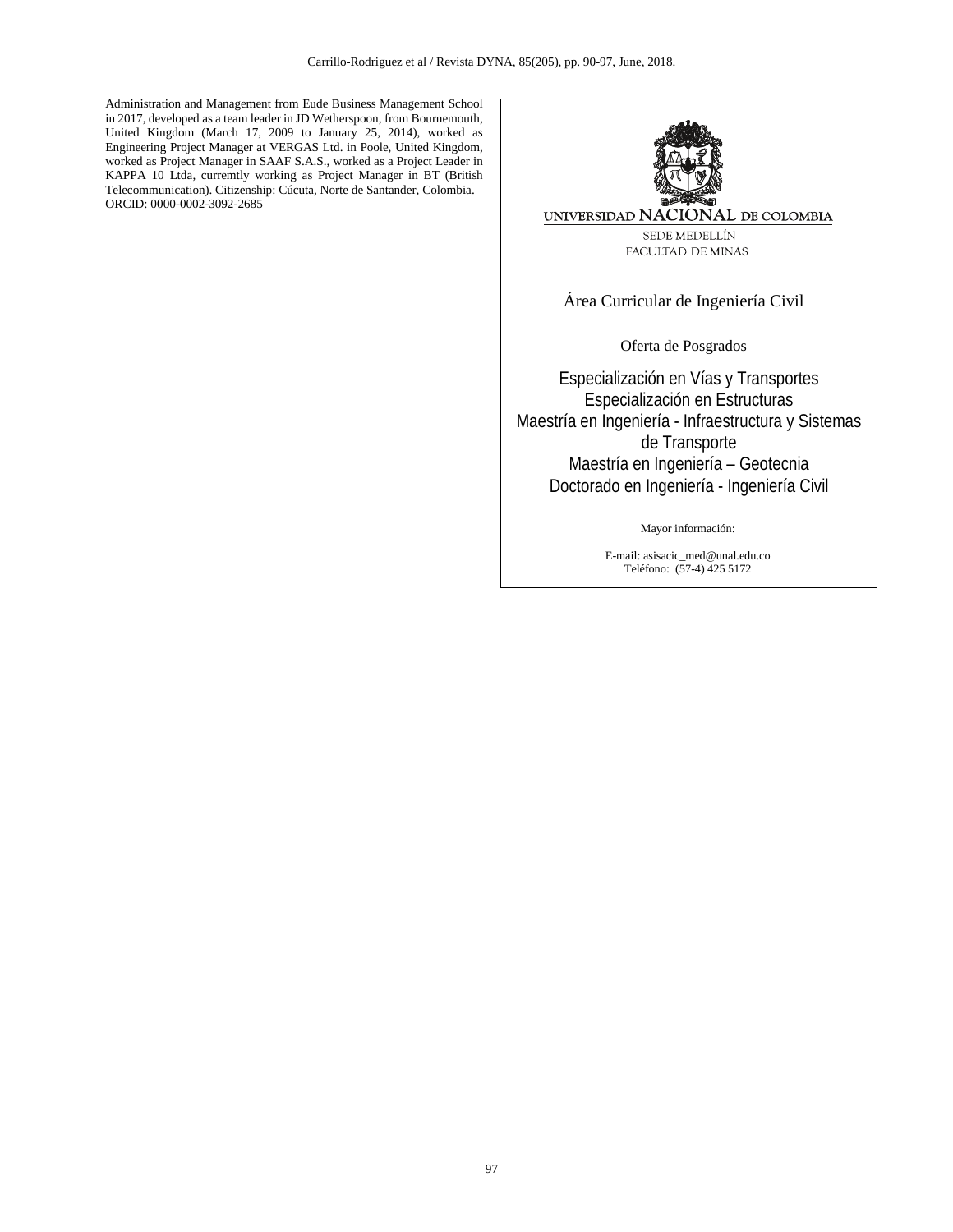Administration and Management from Eude Business Management School in 2017, developed as a team leader in JD Wetherspoon, from Bournemouth, United Kingdom (March 17, 2009 to January 25, 2014), worked as Engineering Project Manager at VERGAS Ltd. in Poole, United Kingdom, worked as Project Manager in SAAF S.A.S., worked as a Project Leader in KAPPA 10 Ltda, curremtly working as Project Manager in BT (British Telecommunication). Citizenship: Cúcuta, Norte de Santander, Colombia.
ORCID: 0000-0002-3092-2685

UNIVERSIDAD NACIONAL DE COLOMBIA
SEDE MEDELLÍN
FACULTAD DE MINAS

Área Curricular de Ingeniería Civil

Oferta de Posgrados

Especialización en Vías y Transportes
Especialización en Estructuras
Maestría en Ingeniería - Infraestructura y Sistemas de Transporte
Maestría en Ingeniería – Geotecnia
Doctorado en Ingeniería - Ingeniería Civil

Mayor información:

E-mail: asisacic_med@unal.edu.co
Teléfono: (57-4) 425 5172